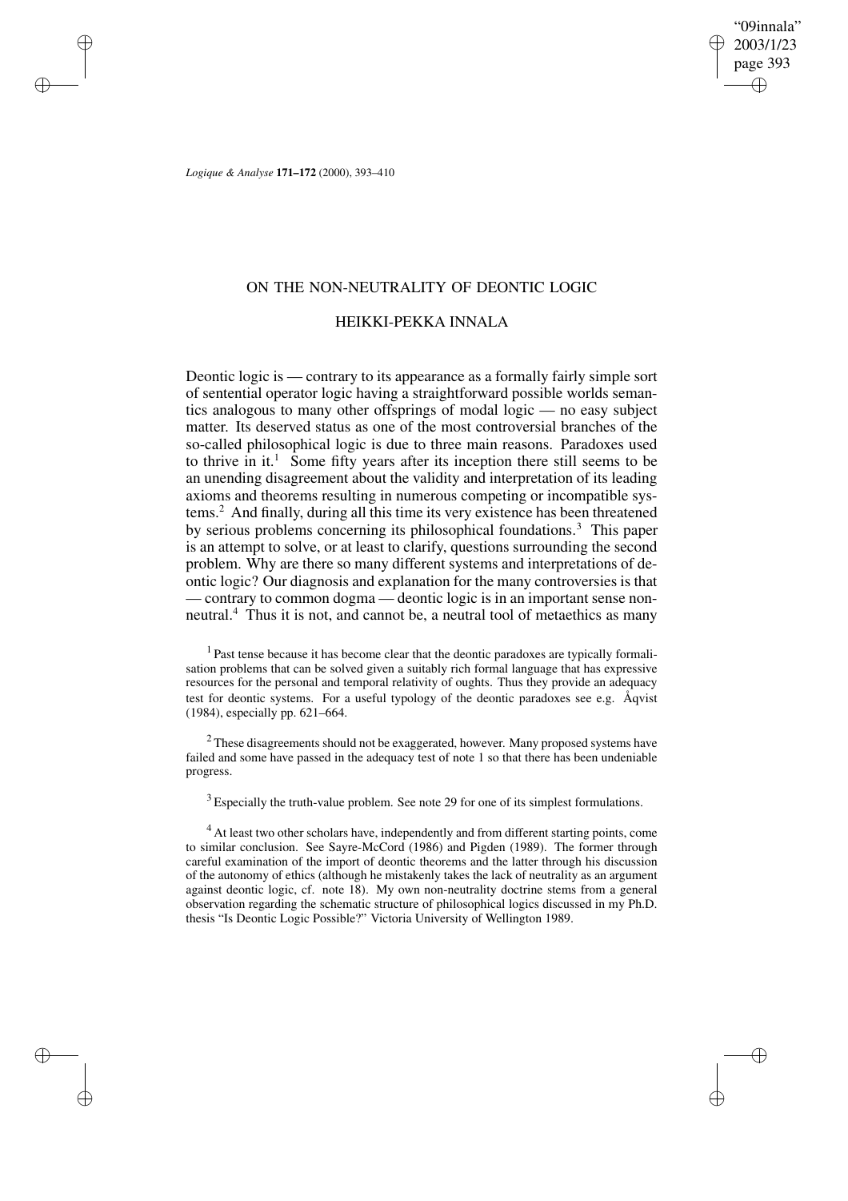# ON THE NON-NEUTRALITY OF DEONTIC LOGIC

## HEIKKI-PEKKA INNALA

Deontic logic is — contrary to its appearance as a formally fairly simple sort of sentential operator logic having a straightforward possible worlds semantics analogous to many other offsprings of modal logic — no easy subject matter. Its deserved status as one of the most controversial branches of the so-called philosophical logic is due to three main reasons. Paradoxes used to thrive in it.[1] Some fifty years after its inception there still seems to be an unending disagreement about the validity and interpretation of its leading axioms and theorems resulting in numerous competing or incompatible systems.[2] And finally, during all this time its very existence has been threatened by serious problems concerning its philosophical foundations.[3] This paper is an attempt to solve, or at least to clarify, questions surrounding the second problem. Why are there so many different systems and interpretations of deontic logic? Our diagnosis and explanation for the many controversies is that — contrary to common dogma — deontic logic is in an important sense non-neutral.[4] Thus it is not, and cannot be, a neutral tool of metaethics as many

[1] Past tense because it has become clear that the deontic paradoxes are typically formalisation problems that can be solved given a suitably rich formal language that has expressive resources for the personal and temporal relativity of oughts. Thus they provide an adequacy test for deontic systems. For a useful typology of the deontic paradoxes see e.g. Åqvist (1984), especially pp. 621–664.

[2] These disagreements should not be exaggerated, however. Many proposed systems have failed and some have passed in the adequacy test of note 1 so that there has been undeniable progress.

[3] Especially the truth-value problem. See note 29 for one of its simplest formulations.

[4] At least two other scholars have, independently and from different starting points, come to similar conclusion. See Sayre-McCord (1986) and Pigden (1989). The former through careful examination of the import of deontic theorems and the latter through his discussion of the autonomy of ethics (although he mistakenly takes the lack of neutrality as an argument against deontic logic, cf. note 18). My own non-neutrality doctrine stems from a general observation regarding the schematic structure of philosophical logics discussed in my Ph.D. thesis "Is Deontic Logic Possible?" Victoria University of Wellington 1989.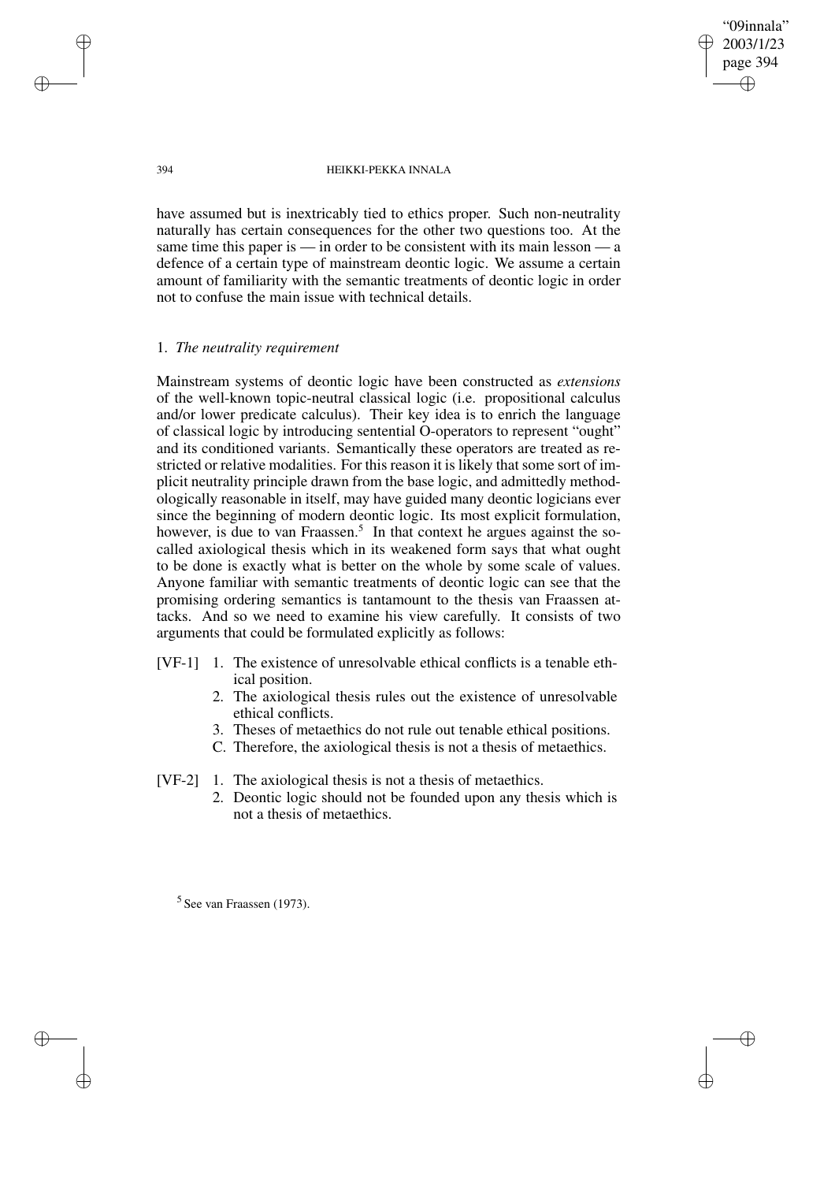have assumed but is inextricably tied to ethics proper. Such non-neutrality naturally has certain consequences for the other two questions too. At the same time this paper is — in order to be consistent with its main lesson — a defence of a certain type of mainstream deontic logic. We assume a certain amount of familiarity with the semantic treatments of deontic logic in order not to confuse the main issue with technical details.

## 1. *The neutrality requirement*

Mainstream systems of deontic logic have been constructed as *extensions* of the well-known topic-neutral classical logic (i.e. propositional calculus and/or lower predicate calculus). Their key idea is to enrich the language of classical logic by introducing sentential O-operators to represent "ought" and its conditioned variants. Semantically these operators are treated as restricted or relative modalities. For this reason it is likely that some sort of implicit neutrality principle drawn from the base logic, and admittedly methodologically reasonable in itself, may have guided many deontic logicians ever since the beginning of modern deontic logic. Its most explicit formulation, however, is due to van Fraassen.[5] In that context he argues against the so-called axiological thesis which in its weakened form says that what ought to be done is exactly what is better on the whole by some scale of values. Anyone familiar with semantic treatments of deontic logic can see that the promising ordering semantics is tantamount to the thesis van Fraassen attacks. And so we need to examine his view carefully. It consists of two arguments that could be formulated explicitly as follows:

[VF-1]
1. The existence of unresolvable ethical conflicts is a tenable ethical position.
2. The axiological thesis rules out the existence of unresolvable ethical conflicts.
3. Theses of metaethics do not rule out tenable ethical positions.

C. Therefore, the axiological thesis is not a thesis of metaethics.

[VF-2]
1. The axiological thesis is not a thesis of metaethics.
2. Deontic logic should not be founded upon any thesis which is not a thesis of metaethics.

[5] See van Fraassen (1973).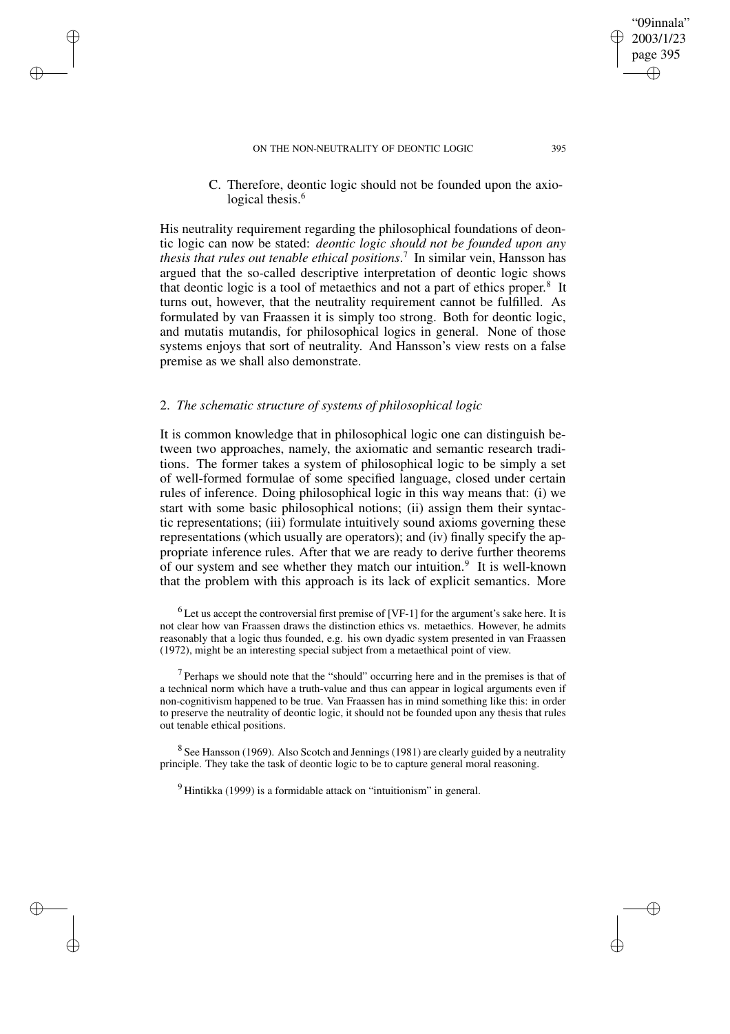C. Therefore, deontic logic should not be founded upon the axiological thesis.[6]

His neutrality requirement regarding the philosophical foundations of deontic logic can now be stated: *deontic logic should not be founded upon any thesis that rules out tenable ethical positions*.[7] In similar vein, Hansson has argued that the so-called descriptive interpretation of deontic logic shows that deontic logic is a tool of metaethics and not a part of ethics proper.[8] It turns out, however, that the neutrality requirement cannot be fulfilled. As formulated by van Fraassen it is simply too strong. Both for deontic logic, and mutatis mutandis, for philosophical logics in general. None of those systems enjoys that sort of neutrality. And Hansson's view rests on a false premise as we shall also demonstrate.

## 2. *The schematic structure of systems of philosophical logic*

It is common knowledge that in philosophical logic one can distinguish between two approaches, namely, the axiomatic and semantic research traditions. The former takes a system of philosophical logic to be simply a set of well-formed formulae of some specified language, closed under certain rules of inference. Doing philosophical logic in this way means that: (i) we start with some basic philosophical notions; (ii) assign them their syntactic representations; (iii) formulate intuitively sound axioms governing these representations (which usually are operators); and (iv) finally specify the appropriate inference rules. After that we are ready to derive further theorems of our system and see whether they match our intuition.[9] It is well-known that the problem with this approach is its lack of explicit semantics. More

[6] Let us accept the controversial first premise of [VF-1] for the argument's sake here. It is not clear how van Fraassen draws the distinction ethics vs. metaethics. However, he admits reasonably that a logic thus founded, e.g. his own dyadic system presented in van Fraassen (1972), might be an interesting special subject from a metaethical point of view.

[7] Perhaps we should note that the "should" occurring here and in the premises is that of a technical norm which have a truth-value and thus can appear in logical arguments even if non-cognitivism happened to be true. Van Fraassen has in mind something like this: in order to preserve the neutrality of deontic logic, it should not be founded upon any thesis that rules out tenable ethical positions.

[8] See Hansson (1969). Also Scotch and Jennings (1981) are clearly guided by a neutrality principle. They take the task of deontic logic to be to capture general moral reasoning.

[9] Hintikka (1999) is a formidable attack on "intuitionism" in general.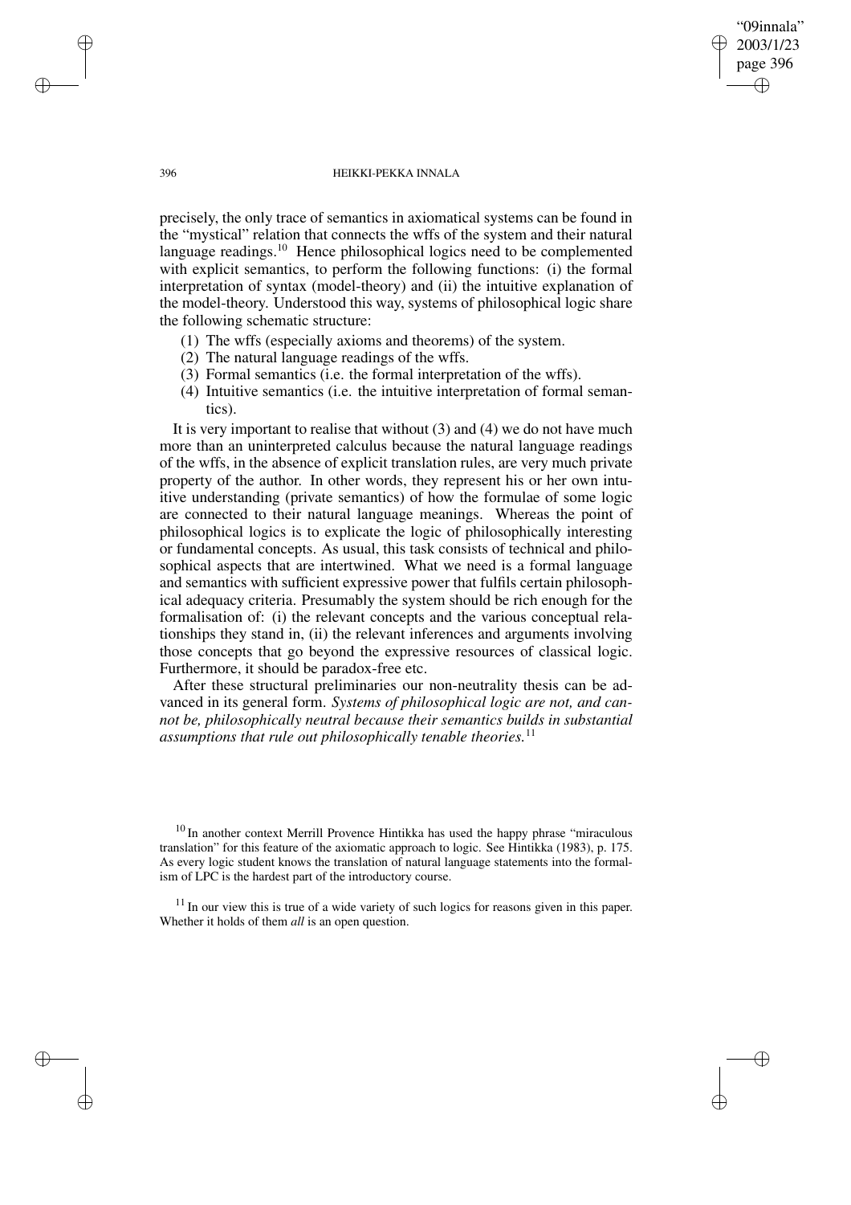precisely, the only trace of semantics in axiomatical systems can be found in the "mystical" relation that connects the wffs of the system and their natural language readings.[10] Hence philosophical logics need to be complemented with explicit semantics, to perform the following functions: (i) the formal interpretation of syntax (model-theory) and (ii) the intuitive explanation of the model-theory. Understood this way, systems of philosophical logic share the following schematic structure:

(1) The wffs (especially axioms and theorems) of the system.
(2) The natural language readings of the wffs.
(3) Formal semantics (i.e. the formal interpretation of the wffs).
(4) Intuitive semantics (i.e. the intuitive interpretation of formal semantics).

It is very important to realise that without (3) and (4) we do not have much more than an uninterpreted calculus because the natural language readings of the wffs, in the absence of explicit translation rules, are very much private property of the author. In other words, they represent his or her own intuitive understanding (private semantics) of how the formulae of some logic are connected to their natural language meanings. Whereas the point of philosophical logics is to explicate the logic of philosophically interesting or fundamental concepts. As usual, this task consists of technical and philosophical aspects that are intertwined. What we need is a formal language and semantics with sufficient expressive power that fulfils certain philosophical adequacy criteria. Presumably the system should be rich enough for the formalisation of: (i) the relevant concepts and the various conceptual relationships they stand in, (ii) the relevant inferences and arguments involving those concepts that go beyond the expressive resources of classical logic. Furthermore, it should be paradox-free etc.

After these structural preliminaries our non-neutrality thesis can be advanced in its general form. *Systems of philosophical logic are not, and cannot be, philosophically neutral because their semantics builds in substantial assumptions that rule out philosophically tenable theories.*[11]

[10] In another context Merrill Provence Hintikka has used the happy phrase "miraculous translation" for this feature of the axiomatic approach to logic. See Hintikka (1983), p. 175. As every logic student knows the translation of natural language statements into the formalism of LPC is the hardest part of the introductory course.

[11] In our view this is true of a wide variety of such logics for reasons given in this paper. Whether it holds of them *all* is an open question.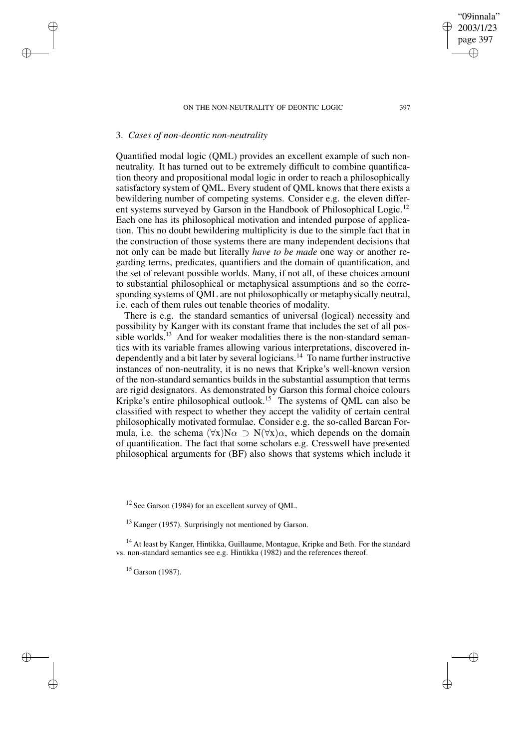### 3. *Cases of non-deontic non-neutrality*

Quantified modal logic (QML) provides an excellent example of such non-neutrality. It has turned out to be extremely difficult to combine quantification theory and propositional modal logic in order to reach a philosophically satisfactory system of QML. Every student of QML knows that there exists a bewildering number of competing systems. Consider e.g. the eleven different systems surveyed by Garson in the Handbook of Philosophical Logic.[12] Each one has its philosophical motivation and intended purpose of application. This no doubt bewildering multiplicity is due to the simple fact that in the construction of those systems there are many independent decisions that not only can be made but literally *have to be made* one way or another regarding terms, predicates, quantifiers and the domain of quantification, and the set of relevant possible worlds. Many, if not all, of these choices amount to substantial philosophical or metaphysical assumptions and so the corresponding systems of QML are not philosophically or metaphysically neutral, i.e. each of them rules out tenable theories of modality.

There is e.g. the standard semantics of universal (logical) necessity and possibility by Kanger with its constant frame that includes the set of all possible worlds.[13] And for weaker modalities there is the non-standard semantics with its variable frames allowing various interpretations, discovered independently and a bit later by several logicians.[14] To name further instructive instances of non-neutrality, it is no news that Kripke's well-known version of the non-standard semantics builds in the substantial assumption that terms are rigid designators. As demonstrated by Garson this formal choice colours Kripke's entire philosophical outlook.[15] The systems of QML can also be classified with respect to whether they accept the validity of certain central philosophically motivated formulae. Consider e.g. the so-called Barcan Formula, i.e. the schema $(\forall x)N\alpha \supset N(\forall x)\alpha$, which depends on the domain of quantification. The fact that some scholars e.g. Cresswell have presented philosophical arguments for (BF) also shows that systems which include it

[12] See Garson (1984) for an excellent survey of QML.

[13] Kanger (1957). Surprisingly not mentioned by Garson.

[14] At least by Kanger, Hintikka, Guillaume, Montague, Kripke and Beth. For the standard vs. non-standard semantics see e.g. Hintikka (1982) and the references thereof.

[15] Garson (1987).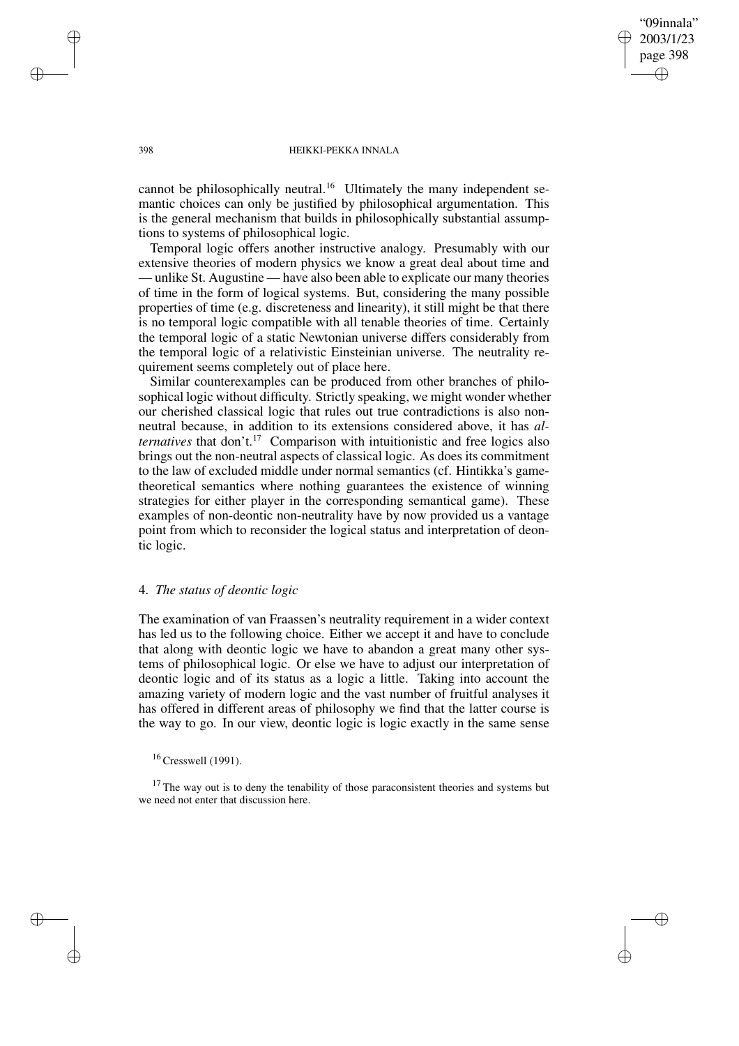cannot be philosophically neutral.[16] Ultimately the many independent semantic choices can only be justified by philosophical argumentation. This is the general mechanism that builds in philosophically substantial assumptions to systems of philosophical logic.

Temporal logic offers another instructive analogy. Presumably with our extensive theories of modern physics we know a great deal about time and — unlike St. Augustine — have also been able to explicate our many theories of time in the form of logical systems. But, considering the many possible properties of time (e.g. discreteness and linearity), it still might be that there is no temporal logic compatible with all tenable theories of time. Certainly the temporal logic of a static Newtonian universe differs considerably from the temporal logic of a relativistic Einsteinian universe. The neutrality requirement seems completely out of place here.

Similar counterexamples can be produced from other branches of philosophical logic without difficulty. Strictly speaking, we might wonder whether our cherished classical logic that rules out true contradictions is also nonneutral because, in addition to its extensions considered above, it has *alternatives* that don't.[17] Comparison with intuitionistic and free logics also brings out the non-neutral aspects of classical logic. As does its commitment to the law of excluded middle under normal semantics (cf. Hintikka's gametheoretical semantics where nothing guarantees the existence of winning strategies for either player in the corresponding semantical game). These examples of non-deontic non-neutrality have by now provided us a vantage point from which to reconsider the logical status and interpretation of deontic logic.

## 4. *The status of deontic logic*

The examination of van Fraassen's neutrality requirement in a wider context has led us to the following choice. Either we accept it and have to conclude that along with deontic logic we have to abandon a great many other systems of philosophical logic. Or else we have to adjust our interpretation of deontic logic and of its status as a logic a little. Taking into account the amazing variety of modern logic and the vast number of fruitful analyses it has offered in different areas of philosophy we find that the latter course is the way to go. In our view, deontic logic is logic exactly in the same sense

[16] Cresswell (1991).

[17] The way out is to deny the tenability of those paraconsistent theories and systems but we need not enter that discussion here.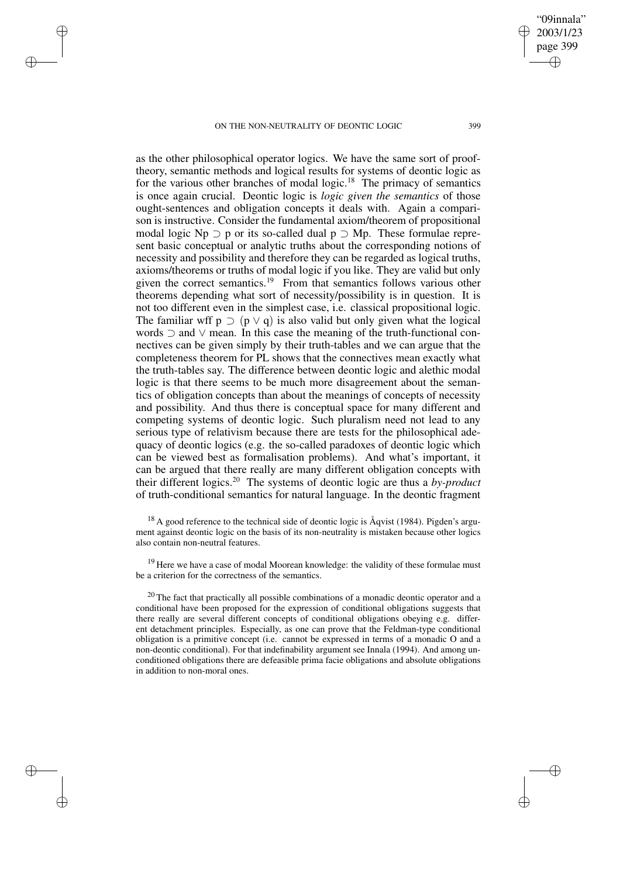as the other philosophical operator logics. We have the same sort of proof-theory, semantic methods and logical results for systems of deontic logic as for the various other branches of modal logic.[18] The primacy of semantics is once again crucial. Deontic logic is *logic given the semantics* of those ought-sentences and obligation concepts it deals with. Again a comparison is instructive. Consider the fundamental axiom/theorem of propositional modal logic $Np \supset p$ or its so-called dual $p \supset Mp$. These formulae represent basic conceptual or analytic truths about the corresponding notions of necessity and possibility and therefore they can be regarded as logical truths, axioms/theorems or truths of modal logic if you like. They are valid but only given the correct semantics.[19] From that semantics follows various other theorems depending what sort of necessity/possibility is in question. It is not too different even in the simplest case, i.e. classical propositional logic. The familiar wff $p \supset (p \vee q)$ is also valid but only given what the logical words $\supset$ and $\vee$ mean. In this case the meaning of the truth-functional connectives can be given simply by their truth-tables and we can argue that the completeness theorem for PL shows that the connectives mean exactly what the truth-tables say. The difference between deontic logic and alethic modal logic is that there seems to be much more disagreement about the semantics of obligation concepts than about the meanings of concepts of necessity and possibility. And thus there is conceptual space for many different and competing systems of deontic logic. Such pluralism need not lead to any serious type of relativism because there are tests for the philosophical adequacy of deontic logics (e.g. the so-called paradoxes of deontic logic which can be viewed best as formalisation problems). And what's important, it can be argued that there really are many different obligation concepts with their different logics.[20] The systems of deontic logic are thus a *by-product* of truth-conditional semantics for natural language. In the deontic fragment

[18] A good reference to the technical side of deontic logic is Åqvist (1984). Pigden's argument against deontic logic on the basis of its non-neutrality is mistaken because other logics also contain non-neutral features.

[19] Here we have a case of modal Moorean knowledge: the validity of these formulae must be a criterion for the correctness of the semantics.

[20] The fact that practically all possible combinations of a monadic deontic operator and a conditional have been proposed for the expression of conditional obligations suggests that there really are several different concepts of conditional obligations obeying e.g. different detachment principles. Especially, as one can prove that the Feldman-type conditional obligation is a primitive concept (i.e. cannot be expressed in terms of a monadic O and a non-deontic conditional). For that indefinability argument see Innala (1994). And among unconditioned obligations there are defeasible prima facie obligations and absolute obligations in addition to non-moral ones.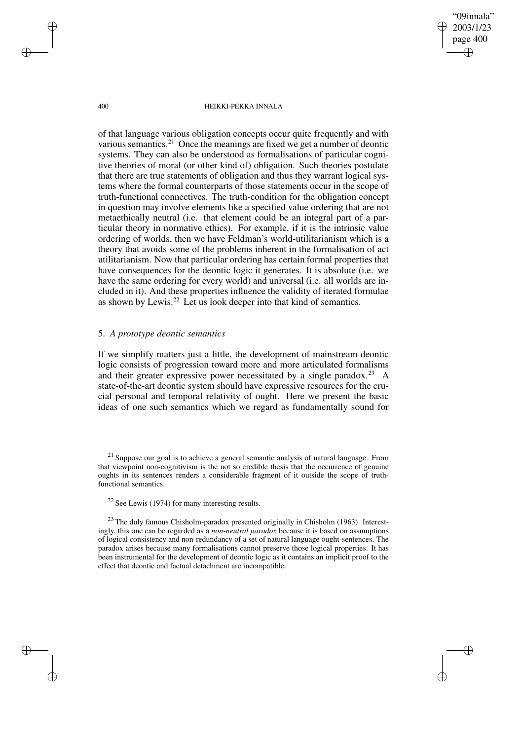of that language various obligation concepts occur quite frequently and with various semantics.[21] Once the meanings are fixed we get a number of deontic systems. They can also be understood as formalisations of particular cognitive theories of moral (or other kind of) obligation. Such theories postulate that there are true statements of obligation and thus they warrant logical systems where the formal counterparts of those statements occur in the scope of truth-functional connectives. The truth-condition for the obligation concept in question may involve elements like a specified value ordering that are not metaethically neutral (i.e. that element could be an integral part of a particular theory in normative ethics). For example, if it is the intrinsic value ordering of worlds, then we have Feldman's world-utilitarianism which is a theory that avoids some of the problems inherent in the formalisation of act utilitarianism. Now that particular ordering has certain formal properties that have consequences for the deontic logic it generates. It is absolute (i.e. we have the same ordering for every world) and universal (i.e. all worlds are included in it). And these properties influence the validity of iterated formulae as shown by Lewis.[22] Let us look deeper into that kind of semantics.

## 5. *A prototype deontic semantics*

If we simplify matters just a little, the development of mainstream deontic logic consists of progression toward more and more articulated formalisms and their greater expressive power necessitated by a single paradox.[23] A state-of-the-art deontic system should have expressive resources for the crucial personal and temporal relativity of ought. Here we present the basic ideas of one such semantics which we regard as fundamentally sound for

---

[21] Suppose our goal is to achieve a general semantic analysis of natural language. From that viewpoint non-cognitivism is the not so credible thesis that the occurrence of genuine oughts in its sentences renders a considerable fragment of it outside the scope of truth-functional semantics.

[22] See Lewis (1974) for many interesting results.

[23] The duly famous Chisholm-paradox presented originally in Chisholm (1963). Interestingly, this one can be regarded as a *non-neutral paradox* because it is based on assumptions of logical consistency and non-redundancy of a set of natural language ought-sentences. The paradox arises because many formalisations cannot preserve those logical properties. It has been instrumental for the development of deontic logic as it contains an implicit proof to the effect that deontic and factual detachment are incompatible.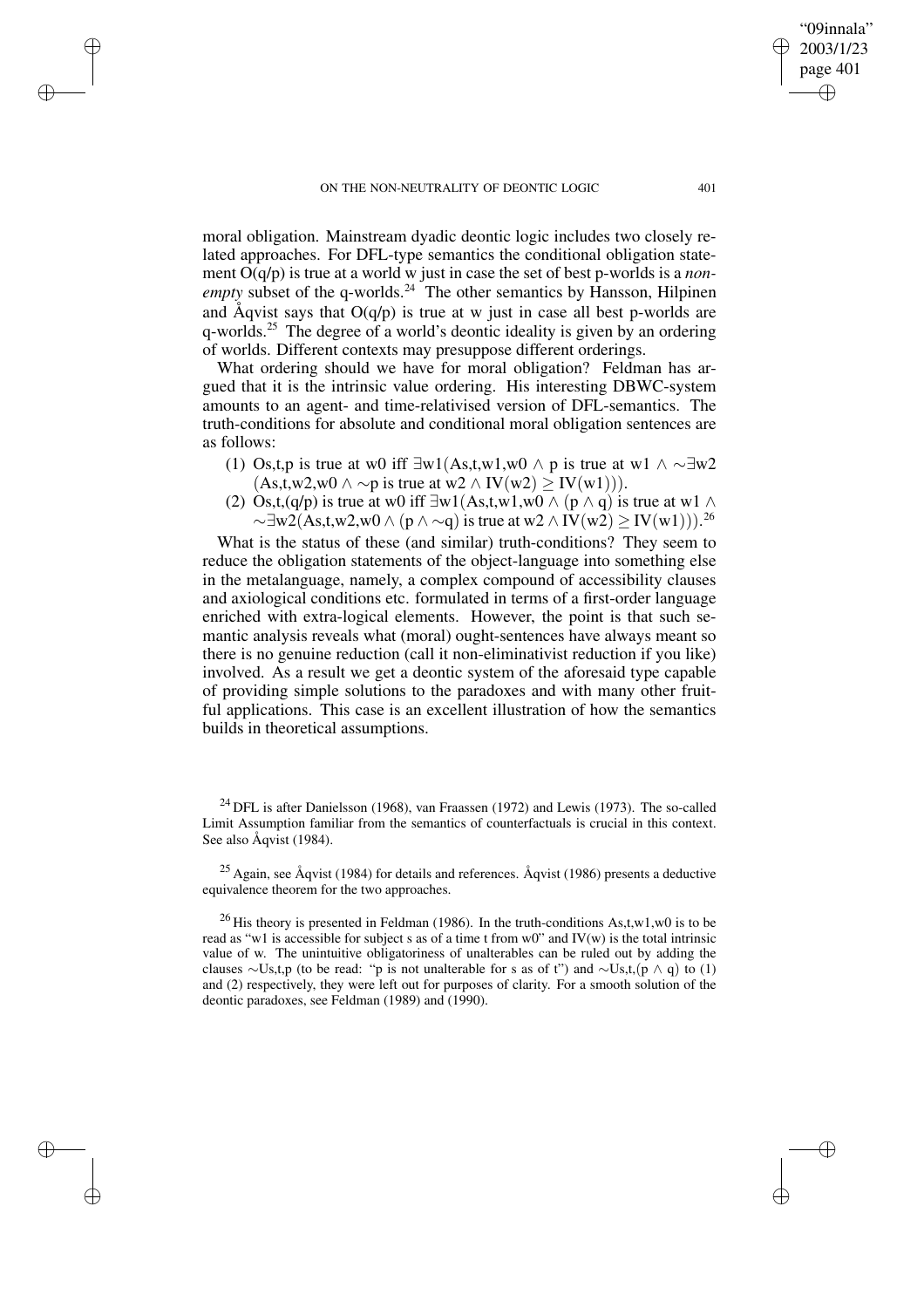moral obligation. Mainstream dyadic deontic logic includes two closely related approaches. For DFL-type semantics the conditional obligation statement O(q/p) is true at a world w just in case the set of best p-worlds is a *non-empty* subset of the q-worlds.[24] The other semantics by Hansson, Hilpinen and Åqvist says that O(q/p) is true at w just in case all best p-worlds are q-worlds.[25] The degree of a world's deontic ideality is given by an ordering of worlds. Different contexts may presuppose different orderings.

What ordering should we have for moral obligation? Feldman has argued that it is the intrinsic value ordering. His interesting DBWC-system amounts to an agent- and time-relativised version of DFL-semantics. The truth-conditions for absolute and conditional moral obligation sentences are as follows:

(1) Os,t,p is true at w0 iff $\exists$w1(As,t,w1,w0 $\wedge$ p is true at w1 $\wedge$ $\sim\exists$w2 (As,t,w2,w0 $\wedge$ $\sim$p is true at w2 $\wedge$ IV(w2) $\geq$ IV(w1))).

(2) Os,t,(q/p) is true at w0 iff $\exists$w1(As,t,w1,w0 $\wedge$ (p $\wedge$ q) is true at w1 $\wedge$ $\sim\exists$w2(As,t,w2,w0 $\wedge$ (p $\wedge$ $\sim$q) is true at w2 $\wedge$ IV(w2) $\geq$ IV(w1))).[26]

What is the status of these (and similar) truth-conditions? They seem to reduce the obligation statements of the object-language into something else in the metalanguage, namely, a complex compound of accessibility clauses and axiological conditions etc. formulated in terms of a first-order language enriched with extra-logical elements. However, the point is that such semantic analysis reveals what (moral) ought-sentences have always meant so there is no genuine reduction (call it non-eliminativist reduction if you like) involved. As a result we get a deontic system of the aforesaid type capable of providing simple solutions to the paradoxes and with many other fruitful applications. This case is an excellent illustration of how the semantics builds in theoretical assumptions.

---

[24] DFL is after Danielsson (1968), van Fraassen (1972) and Lewis (1973). The so-called Limit Assumption familiar from the semantics of counterfactuals is crucial in this context. See also Åqvist (1984).

[25] Again, see Åqvist (1984) for details and references. Åqvist (1986) presents a deductive equivalence theorem for the two approaches.

[26] His theory is presented in Feldman (1986). In the truth-conditions As,t,w1,w0 is to be read as "w1 is accessible for subject s as of a time t from w0" and IV(w) is the total intrinsic value of w. The unintuitive obligatoriness of unalterables can be ruled out by adding the clauses $\sim$Us,t,p (to be read: "p is not unalterable for s as of t") and $\sim$Us,t,(p $\wedge$ q) to (1) and (2) respectively, they were left out for purposes of clarity. For a smooth solution of the deontic paradoxes, see Feldman (1989) and (1990).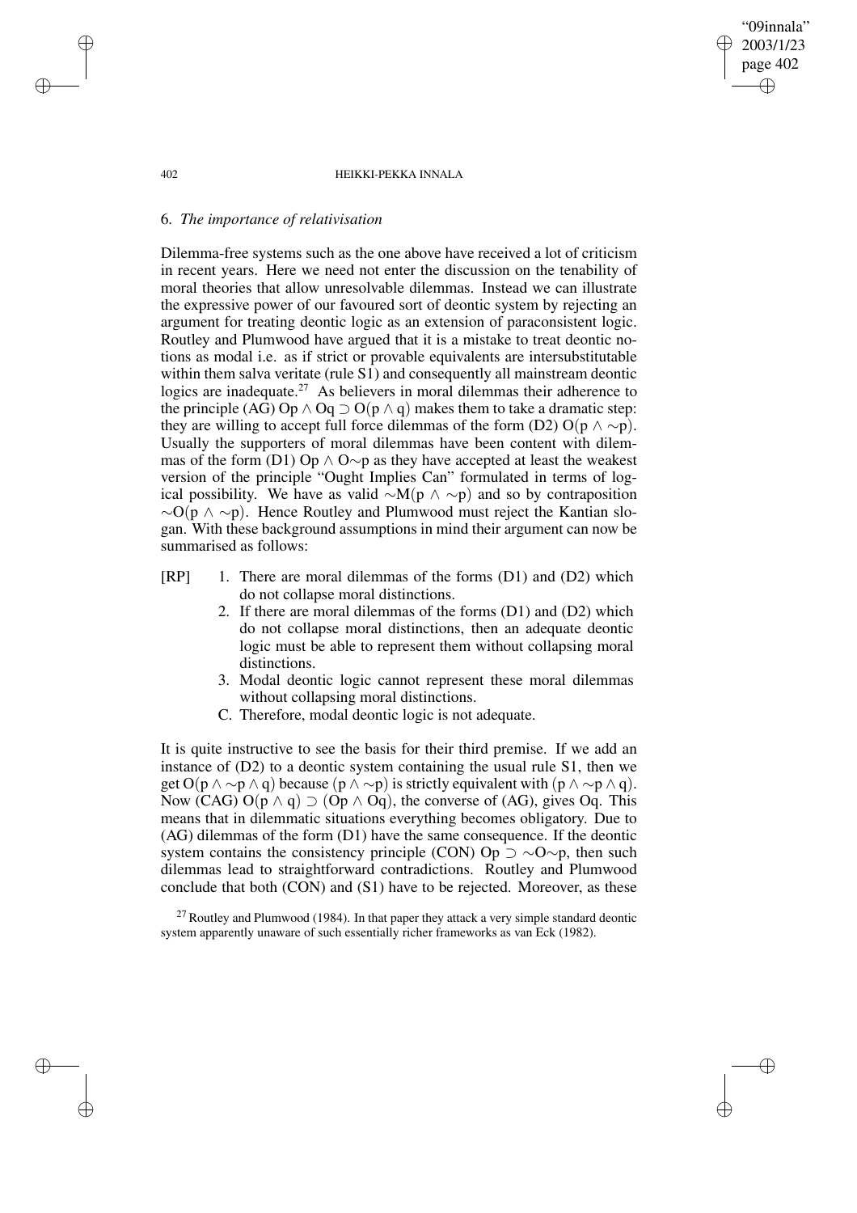## 6. *The importance of relativisation*

Dilemma-free systems such as the one above have received a lot of criticism in recent years. Here we need not enter the discussion on the tenability of moral theories that allow unresolvable dilemmas. Instead we can illustrate the expressive power of our favoured sort of deontic system by rejecting an argument for treating deontic logic as an extension of paraconsistent logic. Routley and Plumwood have argued that it is a mistake to treat deontic notions as modal i.e. as if strict or provable equivalents are intersubstitutable within them salva veritate (rule S1) and consequently all mainstream deontic logics are inadequate.[27] As believers in moral dilemmas their adherence to the principle (AG) $Op \wedge Oq \supset O(p \wedge q)$ makes them to take a dramatic step: they are willing to accept full force dilemmas of the form (D2) $O(p \wedge \sim p)$. Usually the supporters of moral dilemmas have been content with dilemmas of the form (D1) $Op \wedge O{\sim}p$ as they have accepted at least the weakest version of the principle "Ought Implies Can" formulated in terms of logical possibility. We have as valid $\sim M(p \wedge \sim p)$ and so by contraposition $\sim O(p \wedge \sim p)$. Hence Routley and Plumwood must reject the Kantian slogan. With these background assumptions in mind their argument can now be summarised as follows:

[RP]

1. There are moral dilemmas of the forms (D1) and (D2) which do not collapse moral distinctions.
2. If there are moral dilemmas of the forms (D1) and (D2) which do not collapse moral distinctions, then an adequate deontic logic must be able to represent them without collapsing moral distinctions.
3. Modal deontic logic cannot represent these moral dilemmas without collapsing moral distinctions.

C. Therefore, modal deontic logic is not adequate.

It is quite instructive to see the basis for their third premise. If we add an instance of (D2) to a deontic system containing the usual rule S1, then we get $O(p \wedge \sim p \wedge q)$ because $(p \wedge \sim p)$ is strictly equivalent with $(p \wedge \sim p \wedge q)$. Now (CAG) $O(p \wedge q) \supset (Op \wedge Oq)$, the converse of (AG), gives $Oq$. This means that in dilemmatic situations everything becomes obligatory. Due to (AG) dilemmas of the form (D1) have the same consequence. If the deontic system contains the consistency principle (CON) $Op \supset \sim O{\sim}p$, then such dilemmas lead to straightforward contradictions. Routley and Plumwood conclude that both (CON) and (S1) have to be rejected. Moreover, as these

[27] Routley and Plumwood (1984). In that paper they attack a very simple standard deontic system apparently unaware of such essentially richer frameworks as van Eck (1982).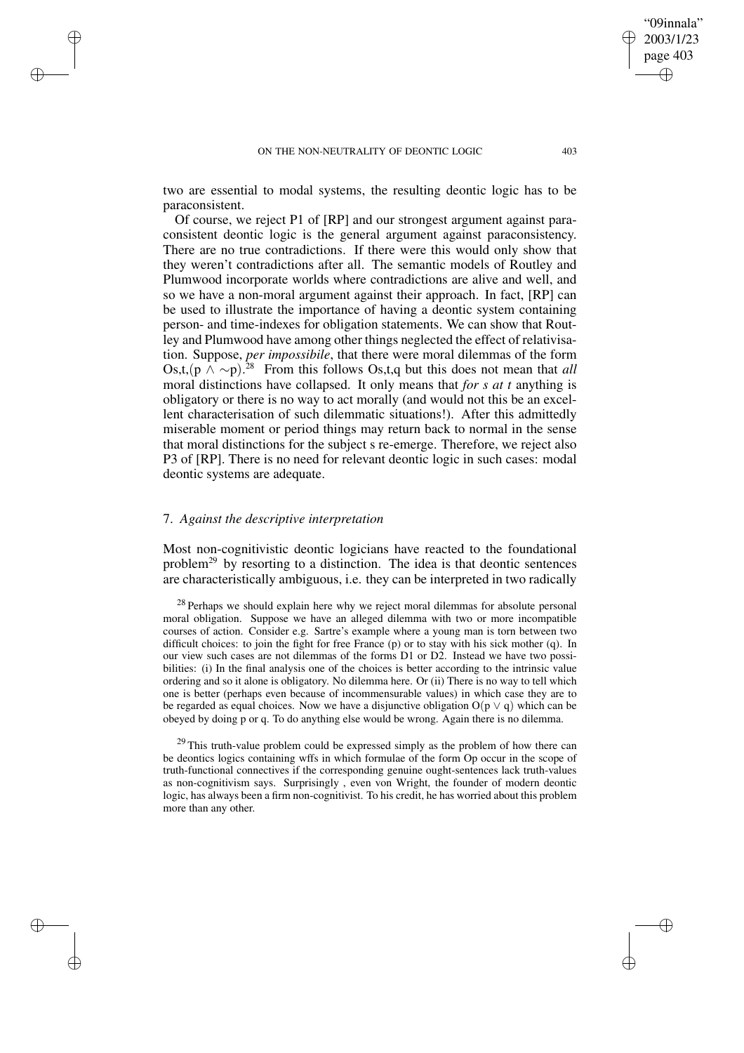two are essential to modal systems, the resulting deontic logic has to be paraconsistent.

Of course, we reject P1 of [RP] and our strongest argument against paraconsistent deontic logic is the general argument against paraconsistency. There are no true contradictions. If there were this would only show that they weren't contradictions after all. The semantic models of Routley and Plumwood incorporate worlds where contradictions are alive and well, and so we have a non-moral argument against their approach. In fact, [RP] can be used to illustrate the importance of having a deontic system containing person- and time-indexes for obligation statements. We can show that Routley and Plumwood have among other things neglected the effect of relativisation. Suppose, *per impossibile*, that there were moral dilemmas of the form Os,t,$(p \wedge \sim p)$.[28] From this follows Os,t,q but this does not mean that *all* moral distinctions have collapsed. It only means that *for s at t* anything is obligatory or there is no way to act morally (and would not this be an excellent characterisation of such dilemmatic situations!). After this admittedly miserable moment or period things may return back to normal in the sense that moral distinctions for the subject s re-emerge. Therefore, we reject also P3 of [RP]. There is no need for relevant deontic logic in such cases: modal deontic systems are adequate.

## 7. *Against the descriptive interpretation*

Most non-cognitivistic deontic logicians have reacted to the foundational problem[29] by resorting to a distinction. The idea is that deontic sentences are characteristically ambiguous, i.e. they can be interpreted in two radically

[28] Perhaps we should explain here why we reject moral dilemmas for absolute personal moral obligation. Suppose we have an alleged dilemma with two or more incompatible courses of action. Consider e.g. Sartre's example where a young man is torn between two difficult choices: to join the fight for free France (p) or to stay with his sick mother (q). In our view such cases are not dilemmas of the forms D1 or D2. Instead we have two possibilities: (i) In the final analysis one of the choices is better according to the intrinsic value ordering and so it alone is obligatory. No dilemma here. Or (ii) There is no way to tell which one is better (perhaps even because of incommensurable values) in which case they are to be regarded as equal choices. Now we have a disjunctive obligation $O(p \vee q)$ which can be obeyed by doing p or q. To do anything else would be wrong. Again there is no dilemma.

[29] This truth-value problem could be expressed simply as the problem of how there can be deontics logics containing wffs in which formulae of the form Op occur in the scope of truth-functional connectives if the corresponding genuine ought-sentences lack truth-values as non-cognitivism says. Surprisingly , even von Wright, the founder of modern deontic logic, has always been a firm non-cognitivist. To his credit, he has worried about this problem more than any other.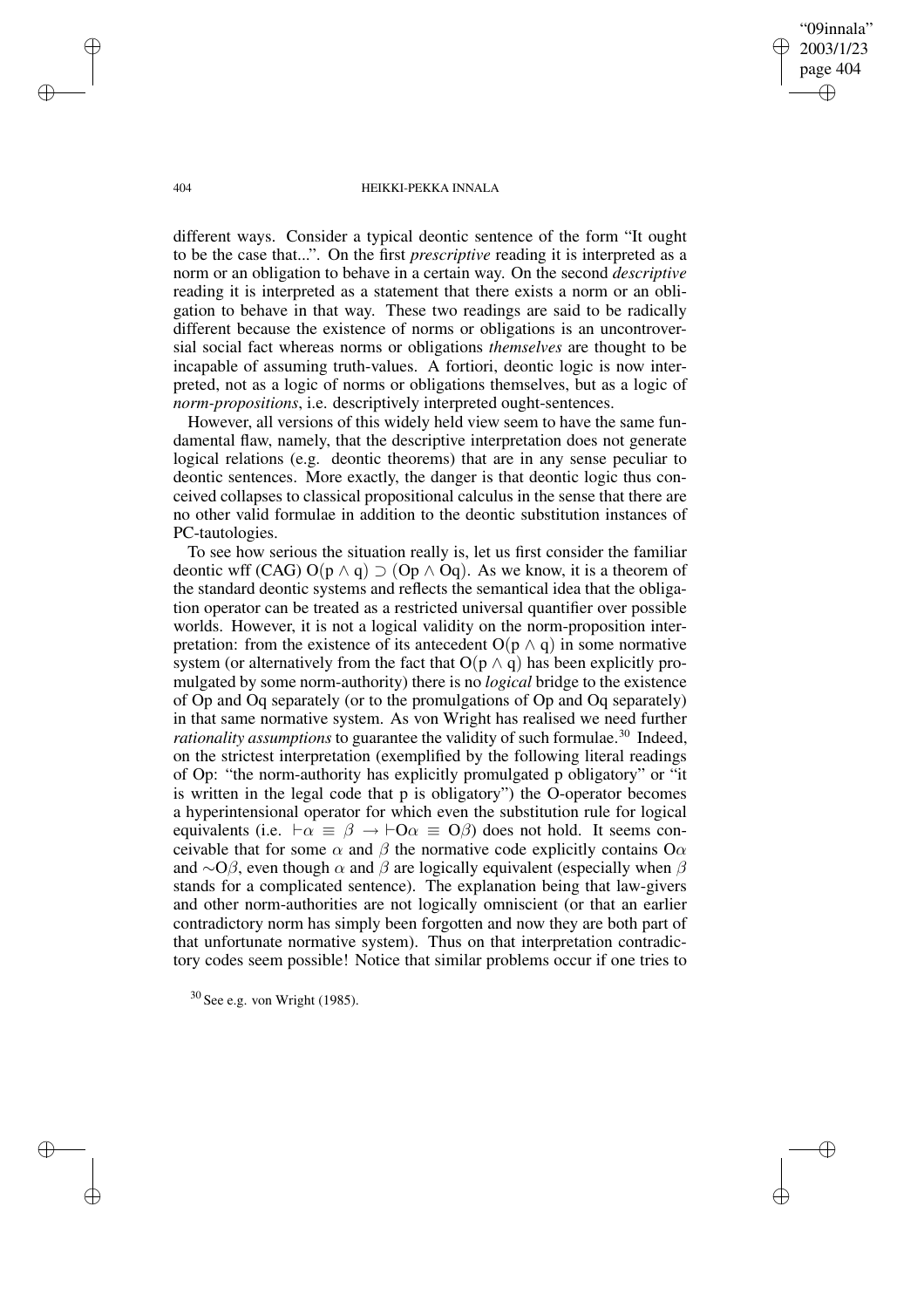different ways. Consider a typical deontic sentence of the form "It ought to be the case that...". On the first *prescriptive* reading it is interpreted as a norm or an obligation to behave in a certain way. On the second *descriptive* reading it is interpreted as a statement that there exists a norm or an obligation to behave in that way. These two readings are said to be radically different because the existence of norms or obligations is an uncontroversial social fact whereas norms or obligations *themselves* are thought to be incapable of assuming truth-values. A fortiori, deontic logic is now interpreted, not as a logic of norms or obligations themselves, but as a logic of *norm-propositions*, i.e. descriptively interpreted ought-sentences.

However, all versions of this widely held view seem to have the same fundamental flaw, namely, that the descriptive interpretation does not generate logical relations (e.g. deontic theorems) that are in any sense peculiar to deontic sentences. More exactly, the danger is that deontic logic thus conceived collapses to classical propositional calculus in the sense that there are no other valid formulae in addition to the deontic substitution instances of PC-tautologies.

To see how serious the situation really is, let us first consider the familiar deontic wff (CAG) $O(p \wedge q) \supset (Op \wedge Oq)$. As we know, it is a theorem of the standard deontic systems and reflects the semantical idea that the obligation operator can be treated as a restricted universal quantifier over possible worlds. However, it is not a logical validity on the norm-proposition interpretation: from the existence of its antecedent $O(p \wedge q)$ in some normative system (or alternatively from the fact that $O(p \wedge q)$ has been explicitly promulgated by some norm-authority) there is no *logical* bridge to the existence of Op and Oq separately (or to the promulgations of Op and Oq separately) in that same normative system. As von Wright has realised we need further *rationality assumptions* to guarantee the validity of such formulae.[30] Indeed, on the strictest interpretation (exemplified by the following literal readings of Op: "the norm-authority has explicitly promulgated p obligatory" or "it is written in the legal code that p is obligatory") the O-operator becomes a hyperintensional operator for which even the substitution rule for logical equivalents (i.e. $\vdash \alpha \equiv \beta \rightarrow \vdash O\alpha \equiv O\beta$) does not hold. It seems conceivable that for some $\alpha$ and $\beta$ the normative code explicitly contains $O\alpha$ and $\sim O\beta$, even though $\alpha$ and $\beta$ are logically equivalent (especially when $\beta$ stands for a complicated sentence). The explanation being that law-givers and other norm-authorities are not logically omniscient (or that an earlier contradictory norm has simply been forgotten and now they are both part of that unfortunate normative system). Thus on that interpretation contradictory codes seem possible! Notice that similar problems occur if one tries to

[30] See e.g. von Wright (1985).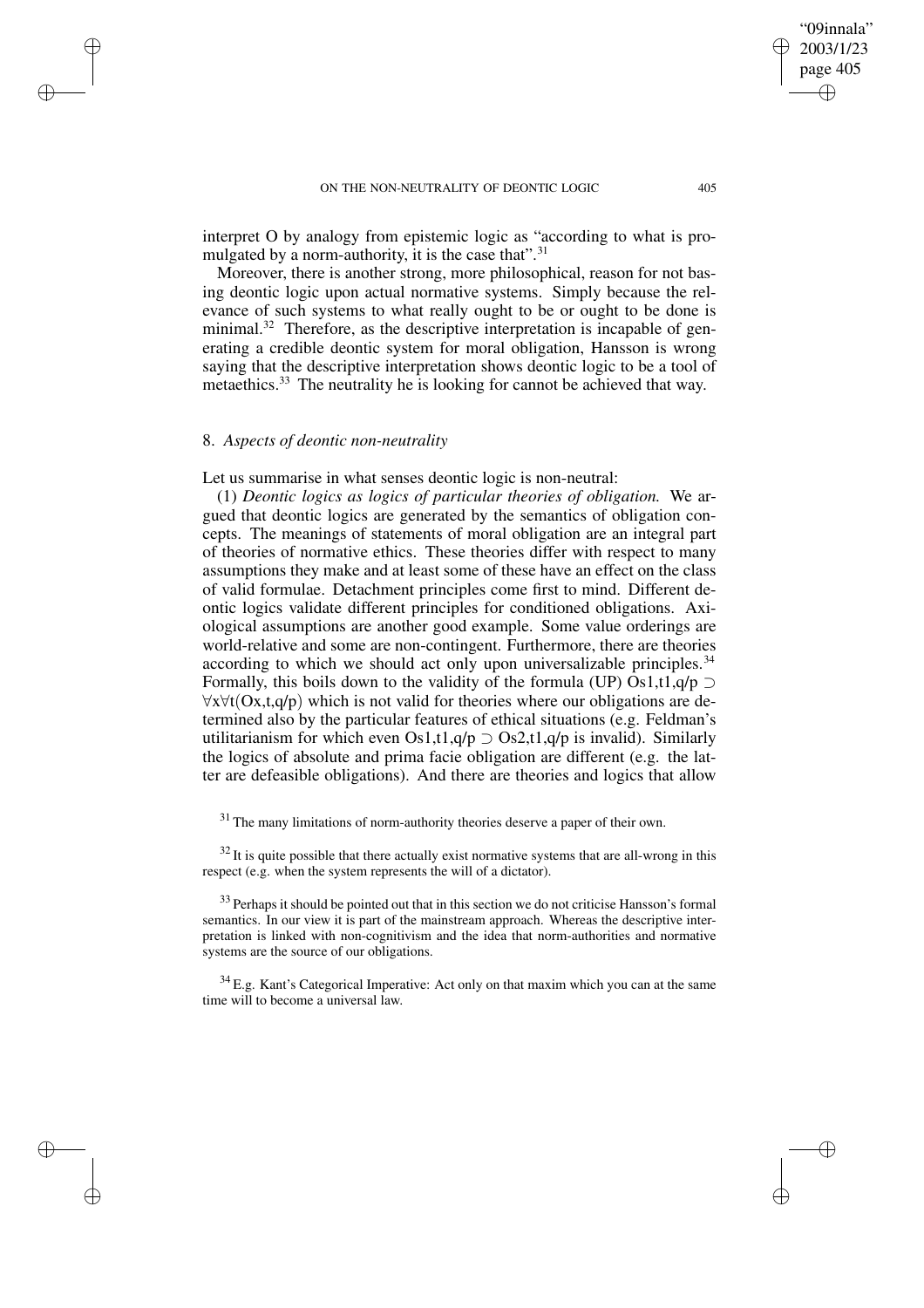interpret O by analogy from epistemic logic as "according to what is promulgated by a norm-authority, it is the case that".[31]

Moreover, there is another strong, more philosophical, reason for not basing deontic logic upon actual normative systems. Simply because the relevance of such systems to what really ought to be or ought to be done is minimal.[32] Therefore, as the descriptive interpretation is incapable of generating a credible deontic system for moral obligation, Hansson is wrong saying that the descriptive interpretation shows deontic logic to be a tool of metaethics.[33] The neutrality he is looking for cannot be achieved that way.

## 8. *Aspects of deontic non-neutrality*

Let us summarise in what senses deontic logic is non-neutral:

(1) *Deontic logics as logics of particular theories of obligation.* We argued that deontic logics are generated by the semantics of obligation concepts. The meanings of statements of moral obligation are an integral part of theories of normative ethics. These theories differ with respect to many assumptions they make and at least some of these have an effect on the class of valid formulae. Detachment principles come first to mind. Different deontic logics validate different principles for conditioned obligations. Axiological assumptions are another good example. Some value orderings are world-relative and some are non-contingent. Furthermore, there are theories according to which we should act only upon universalizable principles.[34] Formally, this boils down to the validity of the formula (UP) $Os1,t1,q/p \supset \forall x \forall t(Ox,t,q/p)$ which is not valid for theories where our obligations are determined also by the particular features of ethical situations (e.g. Feldman's utilitarianism for which even $Os1,t1,q/p \supset Os2,t1,q/p$ is invalid). Similarly the logics of absolute and prima facie obligation are different (e.g. the latter are defeasible obligations). And there are theories and logics that allow

[31] The many limitations of norm-authority theories deserve a paper of their own.

[32] It is quite possible that there actually exist normative systems that are all-wrong in this respect (e.g. when the system represents the will of a dictator).

[33] Perhaps it should be pointed out that in this section we do not criticise Hansson's formal semantics. In our view it is part of the mainstream approach. Whereas the descriptive interpretation is linked with non-cognitivism and the idea that norm-authorities and normative systems are the source of our obligations.

[34] E.g. Kant's Categorical Imperative: Act only on that maxim which you can at the same time will to become a universal law.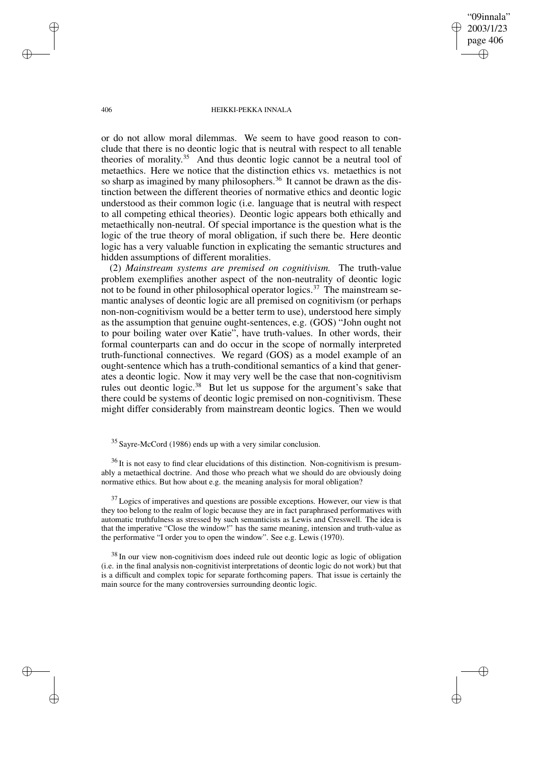or do not allow moral dilemmas. We seem to have good reason to conclude that there is no deontic logic that is neutral with respect to all tenable theories of morality.[35] And thus deontic logic cannot be a neutral tool of metaethics. Here we notice that the distinction ethics vs. metaethics is not so sharp as imagined by many philosophers.[36] It cannot be drawn as the distinction between the different theories of normative ethics and deontic logic understood as their common logic (i.e. language that is neutral with respect to all competing ethical theories). Deontic logic appears both ethically and metaethically non-neutral. Of special importance is the question what is the logic of the true theory of moral obligation, if such there be. Here deontic logic has a very valuable function in explicating the semantic structures and hidden assumptions of different moralities.

(2) *Mainstream systems are premised on cognitivism.* The truth-value problem exemplifies another aspect of the non-neutrality of deontic logic not to be found in other philosophical operator logics.[37] The mainstream semantic analyses of deontic logic are all premised on cognitivism (or perhaps non-non-cognitivism would be a better term to use), understood here simply as the assumption that genuine ought-sentences, e.g. (GOS) "John ought not to pour boiling water over Katie", have truth-values. In other words, their formal counterparts can and do occur in the scope of normally interpreted truth-functional connectives. We regard (GOS) as a model example of an ought-sentence which has a truth-conditional semantics of a kind that generates a deontic logic. Now it may very well be the case that non-cognitivism rules out deontic logic.[38] But let us suppose for the argument's sake that there could be systems of deontic logic premised on non-cognitivism. These might differ considerably from mainstream deontic logics. Then we would

[35] Sayre-McCord (1986) ends up with a very similar conclusion.

[36] It is not easy to find clear elucidations of this distinction. Non-cognitivism is presumably a metaethical doctrine. And those who preach what we should do are obviously doing normative ethics. But how about e.g. the meaning analysis for moral obligation?

[37] Logics of imperatives and questions are possible exceptions. However, our view is that they too belong to the realm of logic because they are in fact paraphrased performatives with automatic truthfulness as stressed by such semanticists as Lewis and Cresswell. The idea is that the imperative "Close the window!" has the same meaning, intension and truth-value as the performative "I order you to open the window". See e.g. Lewis (1970).

[38] In our view non-cognitivism does indeed rule out deontic logic as logic of obligation (i.e. in the final analysis non-cognitivist interpretations of deontic logic do not work) but that is a difficult and complex topic for separate forthcoming papers. That issue is certainly the main source for the many controversies surrounding deontic logic.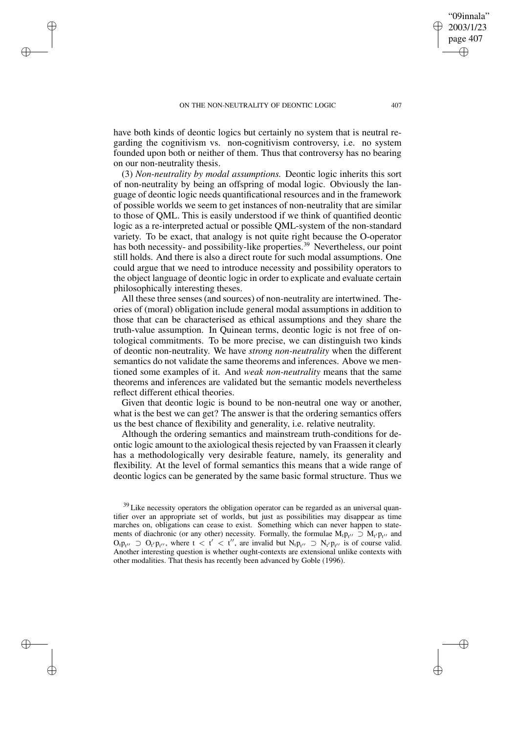have both kinds of deontic logics but certainly no system that is neutral regarding the cognitivism vs. non-cognitivism controversy, i.e. no system founded upon both or neither of them. Thus that controversy has no bearing on our non-neutrality thesis.

(3) *Non-neutrality by modal assumptions.* Deontic logic inherits this sort of non-neutrality by being an offspring of modal logic. Obviously the language of deontic logic needs quantificational resources and in the framework of possible worlds we seem to get instances of non-neutrality that are similar to those of QML. This is easily understood if we think of quantified deontic logic as a re-interpreted actual or possible QML-system of the non-standard variety. To be exact, that analogy is not quite right because the O-operator has both necessity- and possibility-like properties.[39] Nevertheless, our point still holds. And there is also a direct route for such modal assumptions. One could argue that we need to introduce necessity and possibility operators to the object language of deontic logic in order to explicate and evaluate certain philosophically interesting theses.

All these three senses (and sources) of non-neutrality are intertwined. Theories of (moral) obligation include general modal assumptions in addition to those that can be characterised as ethical assumptions and they share the truth-value assumption. In Quinean terms, deontic logic is not free of ontological commitments. To be more precise, we can distinguish two kinds of deontic non-neutrality. We have *strong non-neutrality* when the different semantics do not validate the same theorems and inferences. Above we mentioned some examples of it. And *weak non-neutrality* means that the same theorems and inferences are validated but the semantic models nevertheless reflect different ethical theories.

Given that deontic logic is bound to be non-neutral one way or another, what is the best we can get? The answer is that the ordering semantics offers us the best chance of flexibility and generality, i.e. relative neutrality.

Although the ordering semantics and mainstream truth-conditions for deontic logic amount to the axiological thesis rejected by van Fraassen it clearly has a methodologically very desirable feature, namely, its generality and flexibility. At the level of formal semantics this means that a wide range of deontic logics can be generated by the same basic formal structure. Thus we

---

[39] Like necessity operators the obligation operator can be regarded as an universal quantifier over an appropriate set of worlds, but just as possibilities may disappear as time marches on, obligations can cease to exist. Something which can never happen to statements of diachronic (or any other) necessity. Formally, the formulae $M_t p_{t''} \supset M_{t'} p_{t''}$ and $O_t p_{t''} \supset O_{t'} p_{t''}$, where $t < t' < t''$, are invalid but $N_t p_{t''} \supset N_{t'} p_{t''}$ is of course valid. Another interesting question is whether ought-contexts are extensional unlike contexts with other modalities. That thesis has recently been advanced by Goble (1996).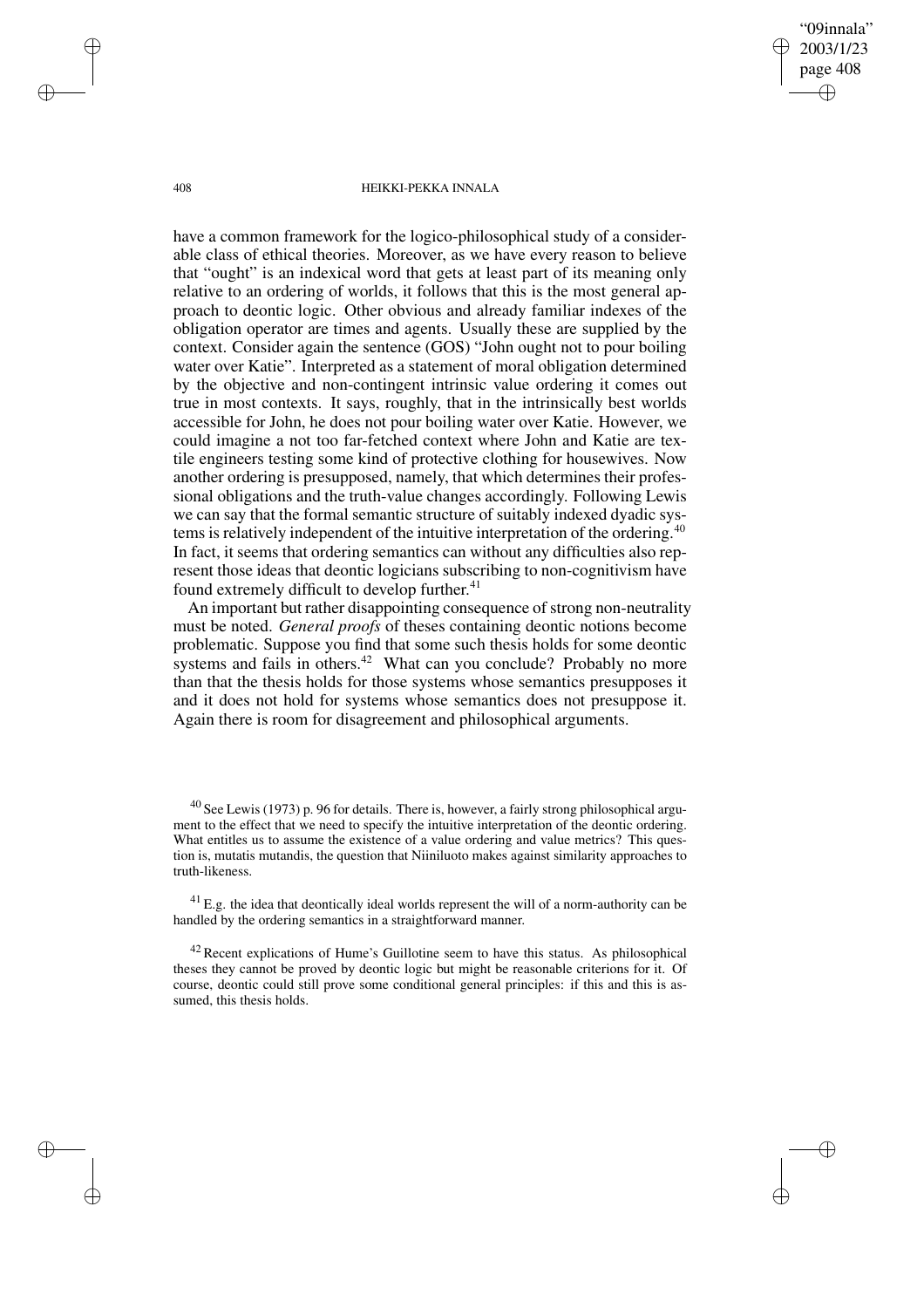have a common framework for the logico-philosophical study of a considerable class of ethical theories. Moreover, as we have every reason to believe that "ought" is an indexical word that gets at least part of its meaning only relative to an ordering of worlds, it follows that this is the most general approach to deontic logic. Other obvious and already familiar indexes of the obligation operator are times and agents. Usually these are supplied by the context. Consider again the sentence (GOS) "John ought not to pour boiling water over Katie". Interpreted as a statement of moral obligation determined by the objective and non-contingent intrinsic value ordering it comes out true in most contexts. It says, roughly, that in the intrinsically best worlds accessible for John, he does not pour boiling water over Katie. However, we could imagine a not too far-fetched context where John and Katie are textile engineers testing some kind of protective clothing for housewives. Now another ordering is presupposed, namely, that which determines their professional obligations and the truth-value changes accordingly. Following Lewis we can say that the formal semantic structure of suitably indexed dyadic systems is relatively independent of the intuitive interpretation of the ordering.[40] In fact, it seems that ordering semantics can without any difficulties also represent those ideas that deontic logicians subscribing to non-cognitivism have found extremely difficult to develop further.[41]

An important but rather disappointing consequence of strong non-neutrality must be noted. *General proofs* of theses containing deontic notions become problematic. Suppose you find that some such thesis holds for some deontic systems and fails in others.[42] What can you conclude? Probably no more than that the thesis holds for those systems whose semantics presupposes it and it does not hold for systems whose semantics does not presuppose it. Again there is room for disagreement and philosophical arguments.

---

[40] See Lewis (1973) p. 96 for details. There is, however, a fairly strong philosophical argument to the effect that we need to specify the intuitive interpretation of the deontic ordering. What entitles us to assume the existence of a value ordering and value metrics? This question is, mutatis mutandis, the question that Niiniluoto makes against similarity approaches to truth-likeness.

[41] E.g. the idea that deontically ideal worlds represent the will of a norm-authority can be handled by the ordering semantics in a straightforward manner.

[42] Recent explications of Hume's Guillotine seem to have this status. As philosophical theses they cannot be proved by deontic logic but might be reasonable criterions for it. Of course, deontic could still prove some conditional general principles: if this and this is assumed, this thesis holds.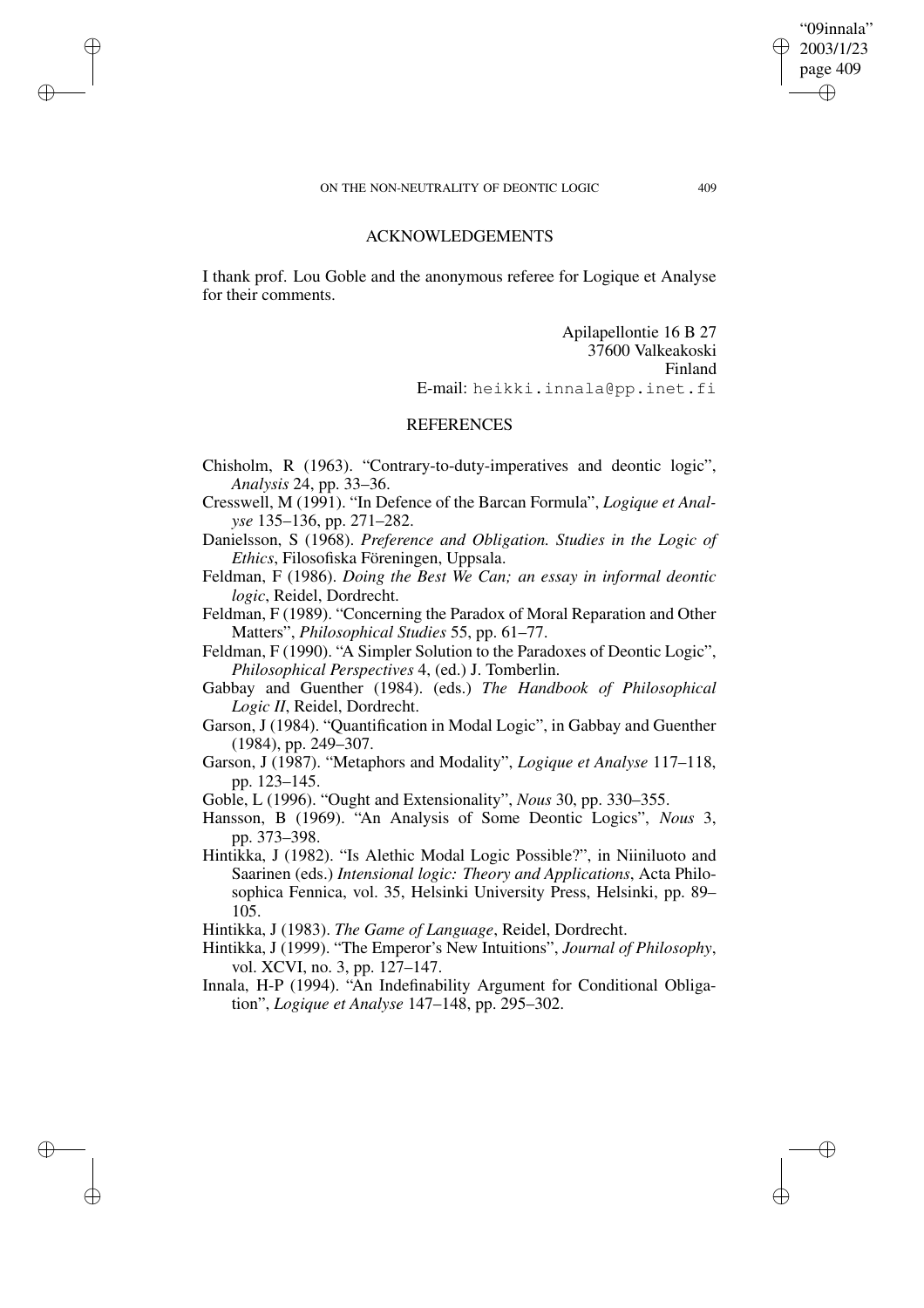## ACKNOWLEDGEMENTS

I thank prof. Lou Goble and the anonymous referee for Logique et Analyse for their comments.

Apilapellontie 16 B 27
37600 Valkeakoski
Finland
E-mail: heikki.innala@pp.inet.fi

## REFERENCES

Chisholm, R (1963). "Contrary-to-duty-imperatives and deontic logic", *Analysis* 24, pp. 33–36.

Cresswell, M (1991). "In Defence of the Barcan Formula", *Logique et Analyse* 135–136, pp. 271–282.

Danielsson, S (1968). *Preference and Obligation. Studies in the Logic of Ethics*, Filosofiska Föreningen, Uppsala.

Feldman, F (1986). *Doing the Best We Can; an essay in informal deontic logic*, Reidel, Dordrecht.

Feldman, F (1989). "Concerning the Paradox of Moral Reparation and Other Matters", *Philosophical Studies* 55, pp. 61–77.

Feldman, F (1990). "A Simpler Solution to the Paradoxes of Deontic Logic", *Philosophical Perspectives* 4, (ed.) J. Tomberlin.

Gabbay and Guenther (1984). (eds.) *The Handbook of Philosophical Logic II*, Reidel, Dordrecht.

Garson, J (1984). "Quantification in Modal Logic", in Gabbay and Guenther (1984), pp. 249–307.

Garson, J (1987). "Metaphors and Modality", *Logique et Analyse* 117–118, pp. 123–145.

Goble, L (1996). "Ought and Extensionality", *Nous* 30, pp. 330–355.

Hansson, B (1969). "An Analysis of Some Deontic Logics", *Nous* 3, pp. 373–398.

Hintikka, J (1982). "Is Alethic Modal Logic Possible?", in Niiniluoto and Saarinen (eds.) *Intensional logic: Theory and Applications*, Acta Philosophica Fennica, vol. 35, Helsinki University Press, Helsinki, pp. 89–105.

Hintikka, J (1983). *The Game of Language*, Reidel, Dordrecht.

Hintikka, J (1999). "The Emperor's New Intuitions", *Journal of Philosophy*, vol. XCVI, no. 3, pp. 127–147.

Innala, H-P (1994). "An Indefinability Argument for Conditional Obligation", *Logique et Analyse* 147–148, pp. 295–302.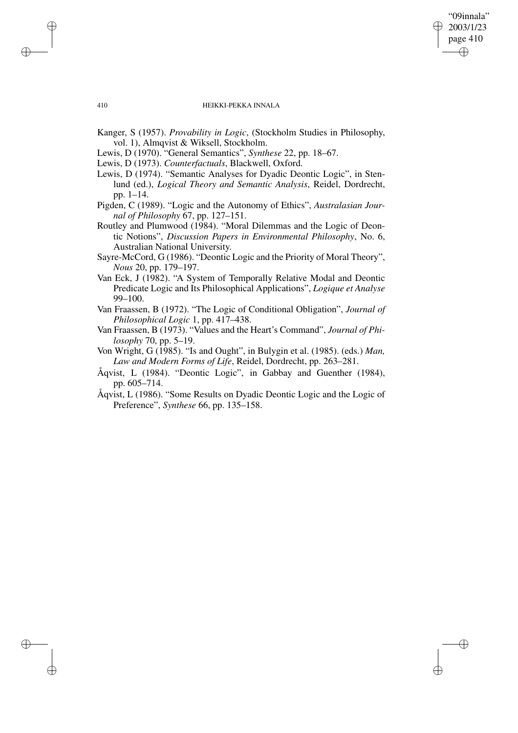Kanger, S (1957). *Provability in Logic*, (Stockholm Studies in Philosophy, vol. 1), Almqvist & Wiksell, Stockholm.

Lewis, D (1970). "General Semantics", *Synthese* 22, pp. 18–67.

Lewis, D (1973). *Counterfactuals*, Blackwell, Oxford.

Lewis, D (1974). "Semantic Analyses for Dyadic Deontic Logic", in Stenlund (ed.), *Logical Theory and Semantic Analysis*, Reidel, Dordrecht, pp. 1–14.

Pigden, C (1989). "Logic and the Autonomy of Ethics", *Australasian Journal of Philosophy* 67, pp. 127–151.

Routley and Plumwood (1984). "Moral Dilemmas and the Logic of Deontic Notions", *Discussion Papers in Environmental Philosophy*, No. 6, Australian National University.

Sayre-McCord, G (1986). "Deontic Logic and the Priority of Moral Theory", *Nous* 20, pp. 179–197.

Van Eck, J (1982). "A System of Temporally Relative Modal and Deontic Predicate Logic and Its Philosophical Applications", *Logique et Analyse* 99–100.

Van Fraassen, B (1972). "The Logic of Conditional Obligation", *Journal of Philosophical Logic* 1, pp. 417–438.

Van Fraassen, B (1973). "Values and the Heart's Command", *Journal of Philosophy* 70, pp. 5–19.

Von Wright, G (1985). "Is and Ought", in Bulygin et al. (1985). (eds.) *Man, Law and Modern Forms of Life*, Reidel, Dordrecht, pp. 263–281.

Åqvist, L (1984). "Deontic Logic", in Gabbay and Guenther (1984), pp. 605–714.

Åqvist, L (1986). "Some Results on Dyadic Deontic Logic and the Logic of Preference", *Synthese* 66, pp. 135–158.